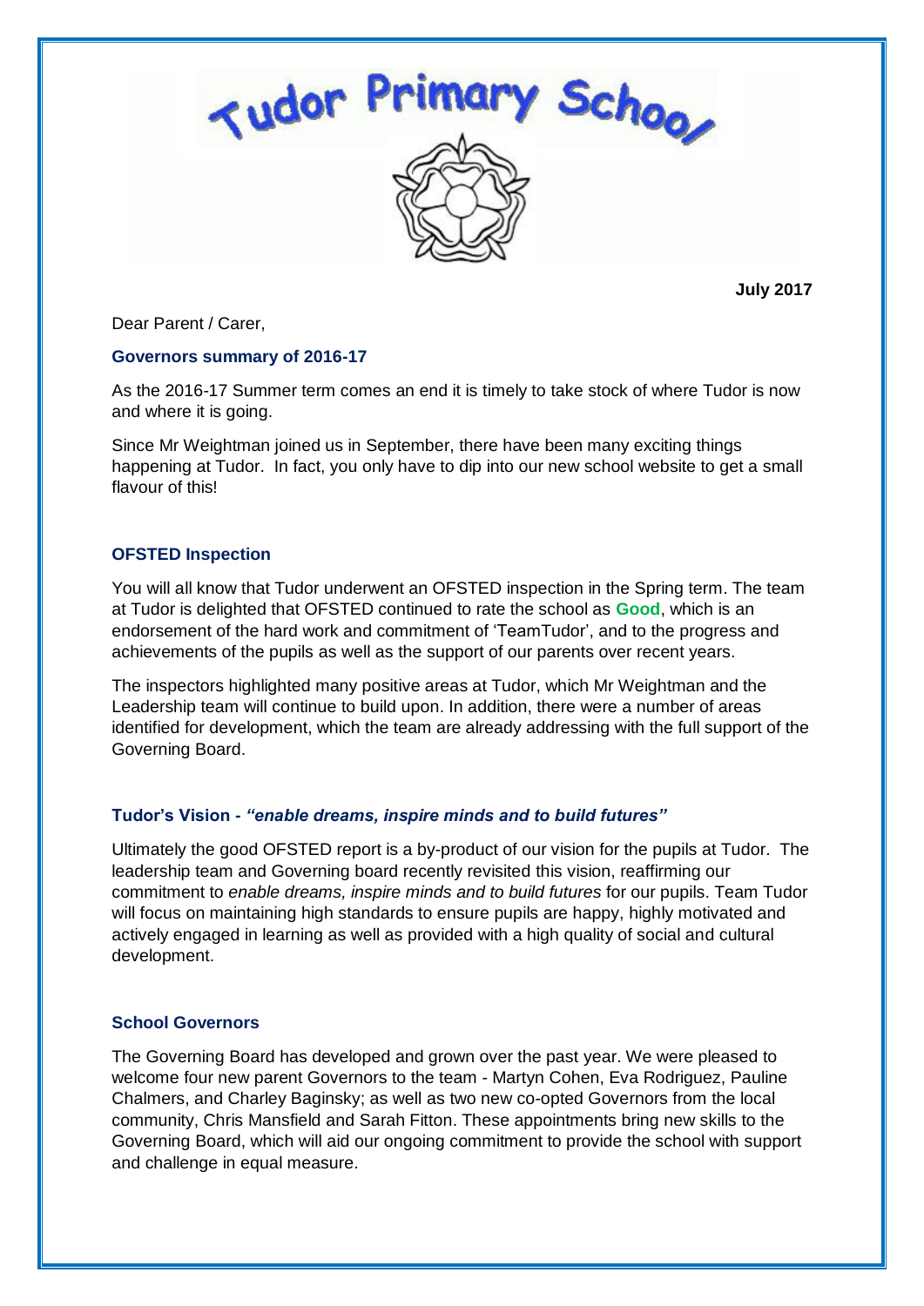# Tudor Primary School

**July 2017**

Dear Parent / Carer,

## Governors summary of 2016-17

As the 2016-17 Summer term comes an end it is timely to take stock of where Tudor is now and where it is going.

Since Mr Weightman joined us in September, there have been many exciting things happening at Tudor. In fact, you only have to dip into our new school website to get a small flavour of this!

## OFSTED Inspection

You will all know that Tudor underwent an OFSTED inspection in the Spring term. The team at Tudor is delighted that OFSTED continued to rate the school as **Good**, which is an endorsement of the hard work and commitment of 'TeamTudor', and to the progress and achievements of the pupils as well as the support of our parents over recent years.

The inspectors highlighted many positive areas at Tudor, which Mr Weightman and the Leadership team will continue to build upon. In addition, there were a number of areas identified for development, which the team are already addressing with the full support of the Governing Board.

## Tudor's Vision - *"enable dreams, inspire minds and to build futures"*

Ultimately the good OFSTED report is a by-product of our vision for the pupils at Tudor. The leadership team and Governing board recently revisited this vision, reaffirming our commitment to *enable dreams, inspire minds and to build futures* for our pupils. Team Tudor will focus on maintaining high standards to ensure pupils are happy, highly motivated and actively engaged in learning as well as provided with a high quality of social and cultural development.

## School Governors

The Governing Board has developed and grown over the past year. We were pleased to welcome four new parent Governors to the team - Martyn Cohen, Eva Rodriguez, Pauline Chalmers, and Charley Baginsky; as well as two new co-opted Governors from the local community, Chris Mansfield and Sarah Fitton. These appointments bring new skills to the Governing Board, which will aid our ongoing commitment to provide the school with support and challenge in equal measure.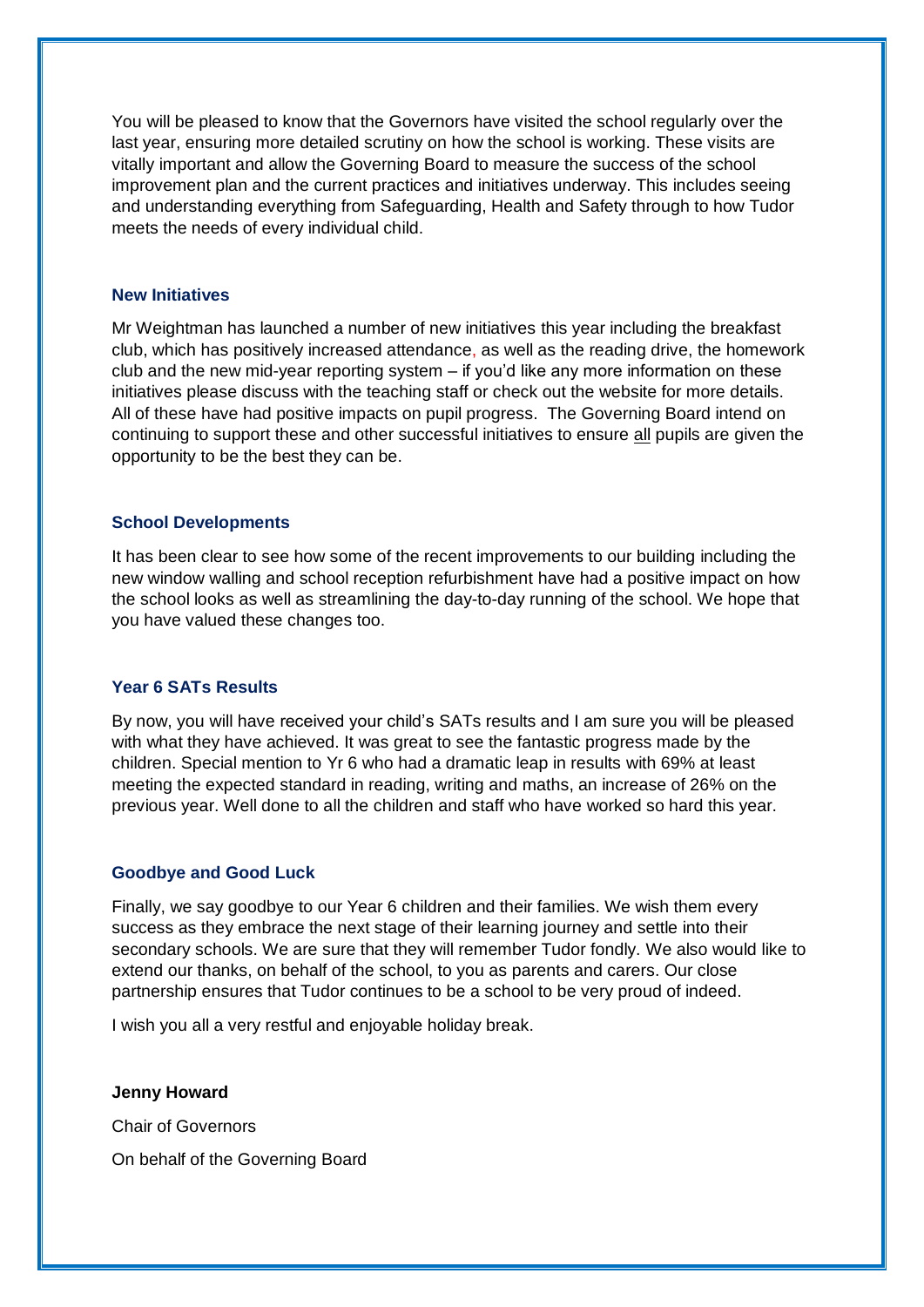You will be pleased to know that the Governors have visited the school regularly over the last year, ensuring more detailed scrutiny on how the school is working. These visits are vitally important and allow the Governing Board to measure the success of the school improvement plan and the current practices and initiatives underway. This includes seeing and understanding everything from Safeguarding, Health and Safety through to how Tudor meets the needs of every individual child.

### New Initiatives

Mr Weightman has launched a number of new initiatives this year including the breakfast club, which has positively increased attendance, as well as the reading drive, the homework club and the new mid-year reporting system – if you'd like any more information on these initiatives please discuss with the teaching staff or check out the website for more details. All of these have had positive impacts on pupil progress. The Governing Board intend on continuing to support these and other successful initiatives to ensure all pupils are given the opportunity to be the best they can be.

### School Developments

It has been clear to see how some of the recent improvements to our building including the new window walling and school reception refurbishment have had a positive impact on how the school looks as well as streamlining the day-to-day running of the school. We hope that you have valued these changes too.

### Year 6 SATs Results

By now, you will have received your child's SATs results and I am sure you will be pleased with what they have achieved. It was great to see the fantastic progress made by the children. Special mention to Yr 6 who had a dramatic leap in results with 69% at least meeting the expected standard in reading, writing and maths, an increase of 26% on the previous year. Well done to all the children and staff who have worked so hard this year.

### Goodbye and Good Luck

Finally, we say goodbye to our Year 6 children and their families. We wish them every success as they embrace the next stage of their learning journey and settle into their secondary schools. We are sure that they will remember Tudor fondly. We also would like to extend our thanks, on behalf of the school, to you as parents and carers. Our close partnership ensures that Tudor continues to be a school to be very proud of indeed.

I wish you all a very restful and enjoyable holiday break.

**Jenny Howard**

Chair of Governors

On behalf of the Governing Board